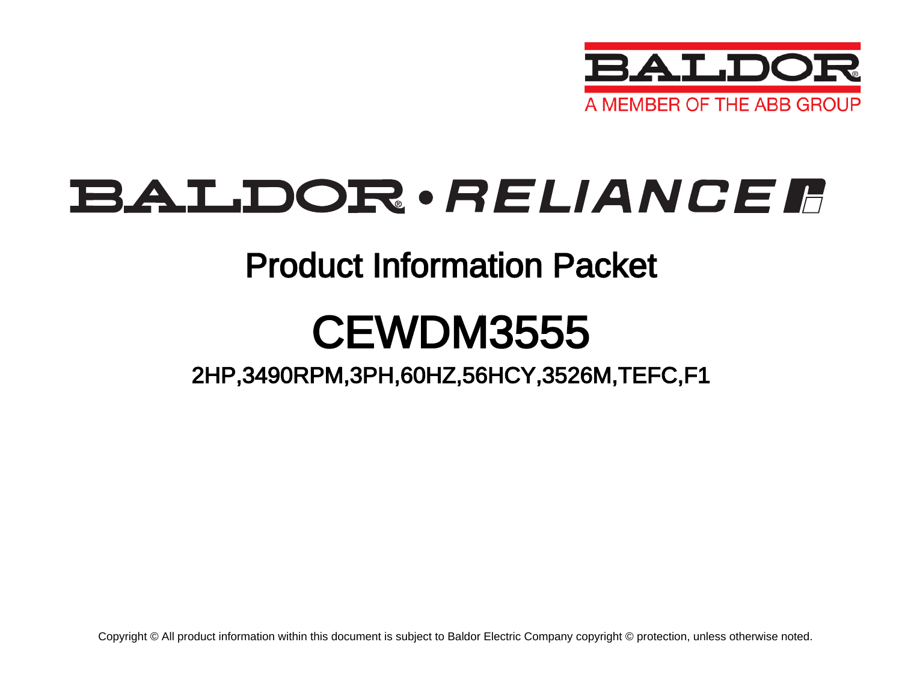BALDOR
A MEMBER OF THE ABB GROUP

# BALDOR • RELIANCE

## Product Information Packet

# CEWDM3555

### 2HP,3490RPM,3PH,60HZ,56HCY,3526M,TEFC,F1

Copyright © All product information within this document is subject to Baldor Electric Company copyright © protection, unless otherwise noted.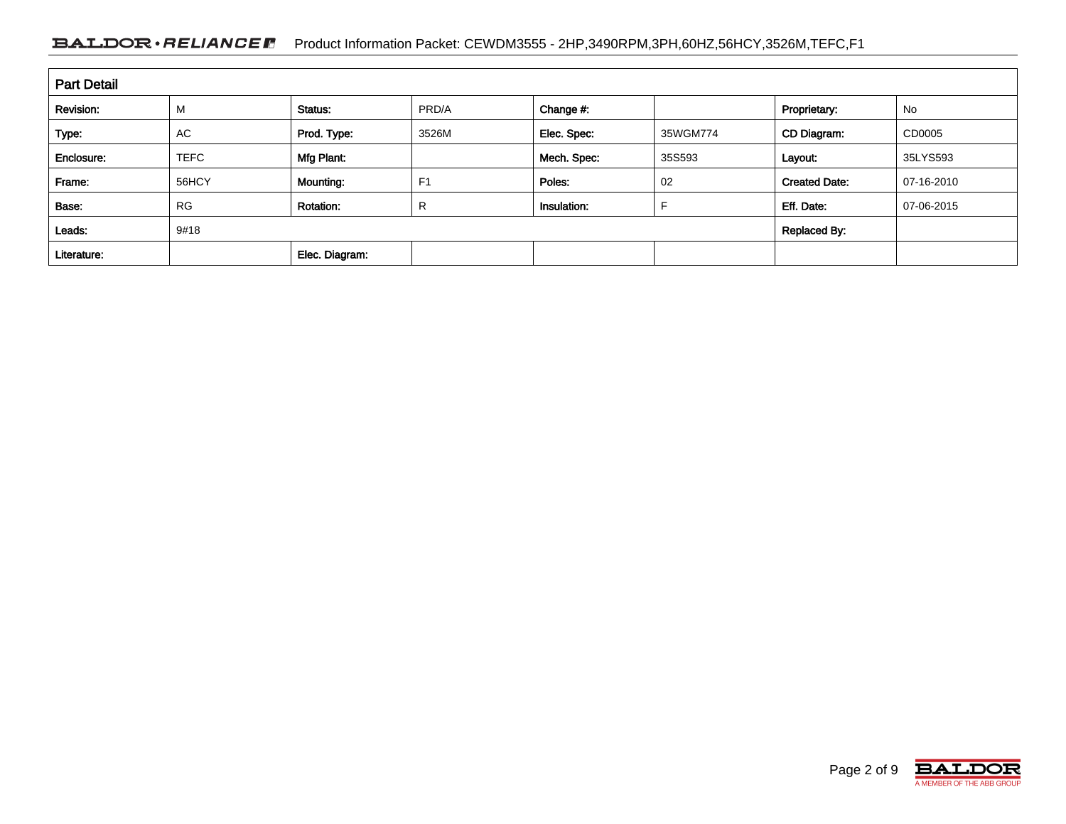## Part Detail

| Revision: | M | Status: | PRD/A | Change #: | | Proprietary: | No |
|---|---|---|---|---|---|---|---|
| Type: | AC | Prod. Type: | 3526M | Elec. Spec: | 35WGM774 | CD Diagram: | CD0005 |
| Enclosure: | TEFC | Mfg Plant: | | Mech. Spec: | 35S593 | Layout: | 35LYS593 |
| Frame: | 56HCY | Mounting: | F1 | Poles: | 02 | Created Date: | 07-16-2010 |
| Base: | RG | Rotation: | R | Insulation: | F | Eff. Date: | 07-06-2015 |
| Leads: | 9#18 | | | | | Replaced By: | |
| Literature: | | Elec. Diagram: | | | | | |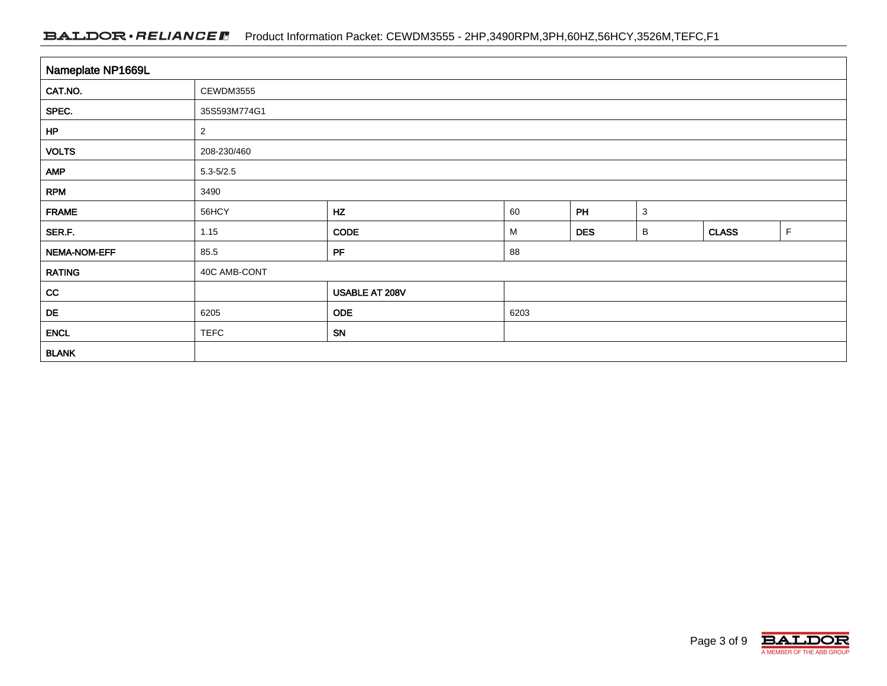| Nameplate NP1669L | | | | | | | |
|---|---|---|---|---|---|---|---|
| CAT.NO. | CEWDM3555 | | | | | | |
| SPEC. | 35S593M774G1 | | | | | | |
| HP | 2 | | | | | | |
| VOLTS | 208-230/460 | | | | | | |
| AMP | 5.3-5/2.5 | | | | | | |
| RPM | 3490 | | | | | | |
| FRAME | 56HCY | HZ | 60 | PH | 3 | | |
| SER.F. | 1.15 | CODE | M | DES | B | CLASS | F |
| NEMA-NOM-EFF | 85.5 | PF | 88 | | | | |
| RATING | 40C AMB-CONT | | | | | | |
| CC | | USABLE AT 208V | | | | | |
| DE | 6205 | ODE | 6203 | | | | |
| ENCL | TEFC | SN | | | | | |
| BLANK | | | | | | | |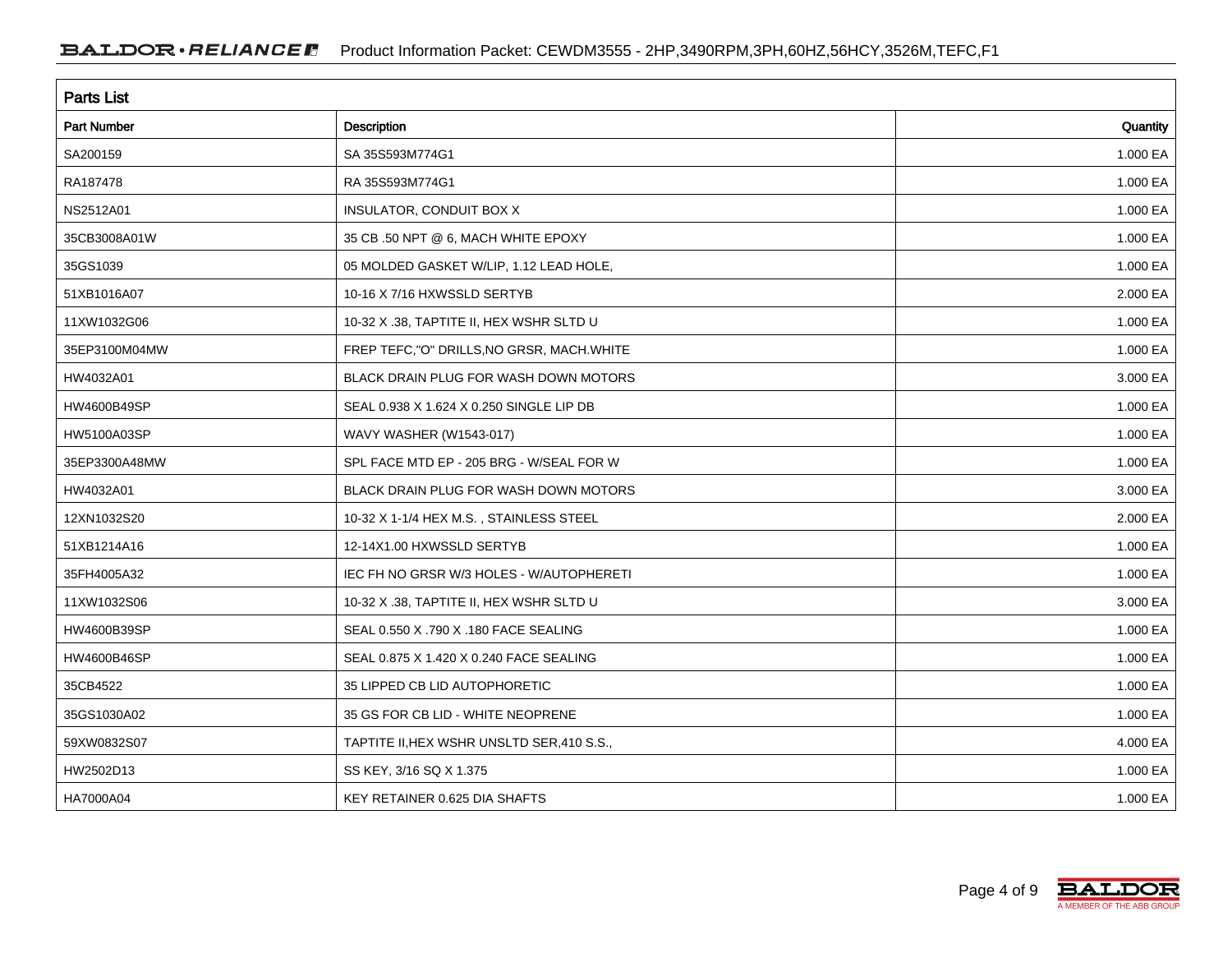## Parts List

| Part Number | Description | Quantity |
|---|---|---|
| SA200159 | SA 35S593M774G1 | 1.000 EA |
| RA187478 | RA 35S593M774G1 | 1.000 EA |
| NS2512A01 | INSULATOR, CONDUIT BOX X | 1.000 EA |
| 35CB3008A01W | 35 CB .50 NPT @ 6, MACH WHITE EPOXY | 1.000 EA |
| 35GS1039 | 05 MOLDED GASKET W/LIP, 1.12 LEAD HOLE, | 1.000 EA |
| 51XB1016A07 | 10-16 X 7/16 HXWSSLD SERTYB | 2.000 EA |
| 11XW1032G06 | 10-32 X .38, TAPTITE II, HEX WSHR SLTD U | 1.000 EA |
| 35EP3100M04MW | FREP TEFC,"O" DRILLS,NO GRSR, MACH.WHITE | 1.000 EA |
| HW4032A01 | BLACK DRAIN PLUG FOR WASH DOWN MOTORS | 3.000 EA |
| HW4600B49SP | SEAL 0.938 X 1.624 X 0.250 SINGLE LIP DB | 1.000 EA |
| HW5100A03SP | WAVY WASHER (W1543-017) | 1.000 EA |
| 35EP3300A48MW | SPL FACE MTD EP - 205 BRG - W/SEAL FOR W | 1.000 EA |
| HW4032A01 | BLACK DRAIN PLUG FOR WASH DOWN MOTORS | 3.000 EA |
| 12XN1032S20 | 10-32 X 1-1/4 HEX M.S. , STAINLESS STEEL | 2.000 EA |
| 51XB1214A16 | 12-14X1.00 HXWSSLD SERTYB | 1.000 EA |
| 35FH4005A32 | IEC FH NO GRSR W/3 HOLES - W/AUTOPHERETI | 1.000 EA |
| 11XW1032S06 | 10-32 X .38, TAPTITE II, HEX WSHR SLTD U | 3.000 EA |
| HW4600B39SP | SEAL 0.550 X .790 X .180 FACE SEALING | 1.000 EA |
| HW4600B46SP | SEAL 0.875 X 1.420 X 0.240 FACE SEALING | 1.000 EA |
| 35CB4522 | 35 LIPPED CB LID AUTOPHORETIC | 1.000 EA |
| 35GS1030A02 | 35 GS FOR CB LID - WHITE NEOPRENE | 1.000 EA |
| 59XW0832S07 | TAPTITE II,HEX WSHR UNSLTD SER,410 S.S., | 4.000 EA |
| HW2502D13 | SS KEY, 3/16 SQ X 1.375 | 1.000 EA |
| HA7000A04 | KEY RETAINER 0.625 DIA SHAFTS | 1.000 EA |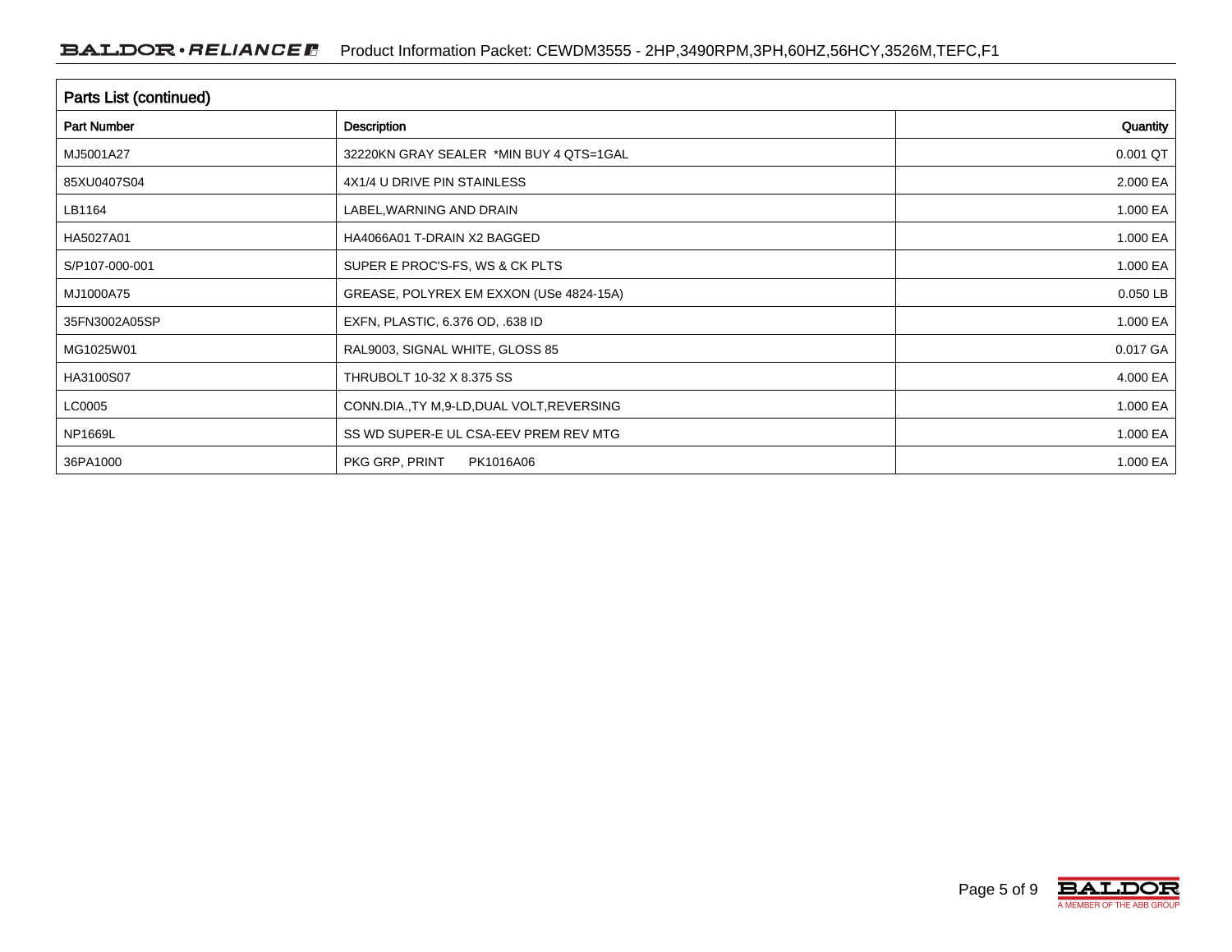## Parts List (continued)

| Part Number | Description | Quantity |
|---|---|---|
| MJ5001A27 | 32220KN GRAY SEALER *MIN BUY 4 QTS=1GAL | 0.001 QT |
| 85XU0407S04 | 4X1/4 U DRIVE PIN STAINLESS | 2.000 EA |
| LB1164 | LABEL,WARNING AND DRAIN | 1.000 EA |
| HA5027A01 | HA4066A01 T-DRAIN X2 BAGGED | 1.000 EA |
| S/P107-000-001 | SUPER E PROC'S-FS, WS & CK PLTS | 1.000 EA |
| MJ1000A75 | GREASE, POLYREX EM EXXON (USe 4824-15A) | 0.050 LB |
| 35FN3002A05SP | EXFN, PLASTIC, 6.376 OD, .638 ID | 1.000 EA |
| MG1025W01 | RAL9003, SIGNAL WHITE, GLOSS 85 | 0.017 GA |
| HA3100S07 | THRUBOLT 10-32 X 8.375 SS | 4.000 EA |
| LC0005 | CONN.DIA.,TY M,9-LD,DUAL VOLT,REVERSING | 1.000 EA |
| NP1669L | SS WD SUPER-E UL CSA-EEV PREM REV MTG | 1.000 EA |
| 36PA1000 | PKG GRP, PRINT PK1016A06 | 1.000 EA |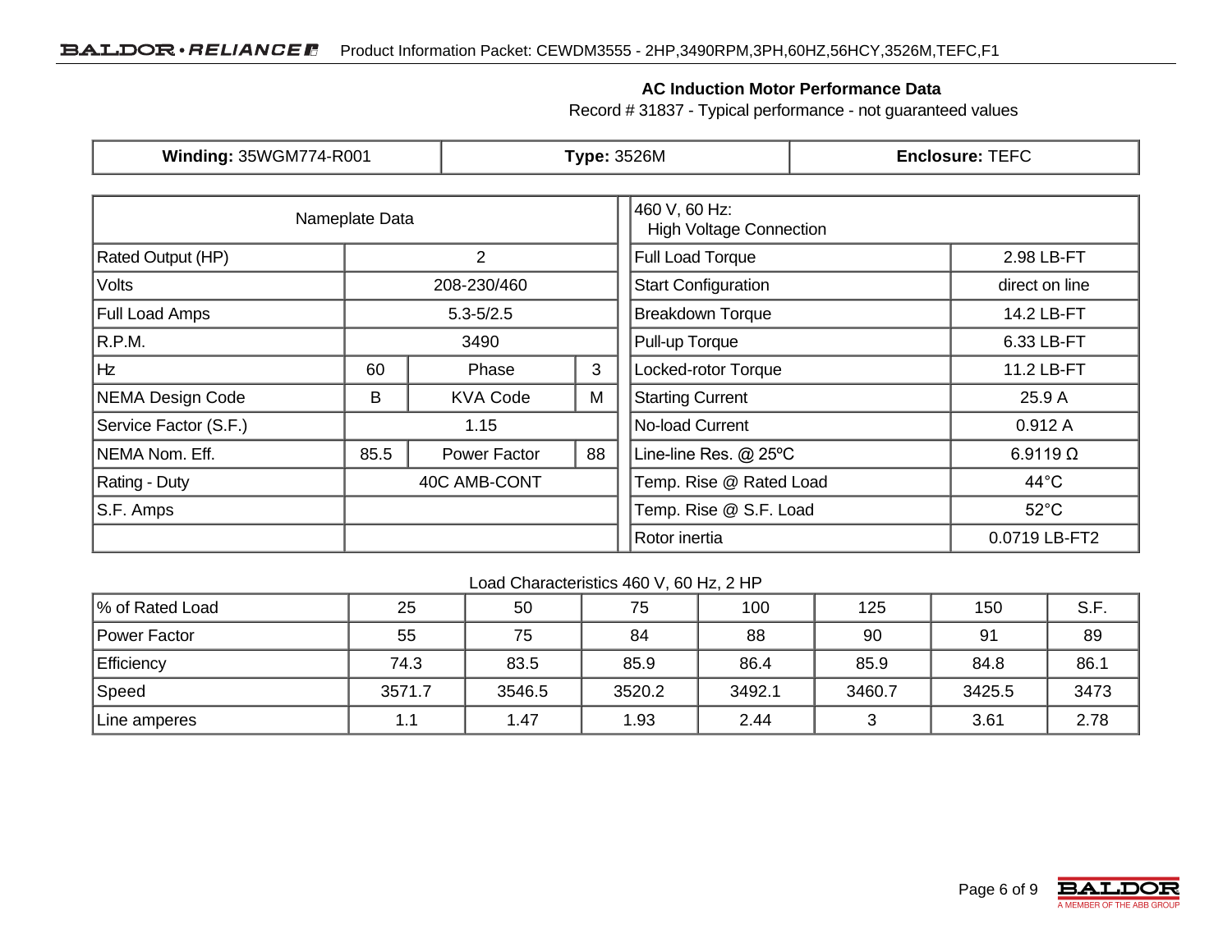## AC Induction Motor Performance Data

Record # 31837 - Typical performance - not guaranteed values

| **Winding:** 35WGM774-R001 | **Type:** 3526M | **Enclosure:** TEFC |
|---|---|---|

| Nameplate Data | | | |
|---|---|---|---|
| Rated Output (HP) | 2 | | |
| Volts | 208-230/460 | | |
| Full Load Amps | 5.3-5/2.5 | | |
| R.P.M. | 3490 | | |
| Hz | 60 | Phase | 3 |
| NEMA Design Code | B | KVA Code | M |
| Service Factor (S.F.) | 1.15 | | |
| NEMA Nom. Eff. | 85.5 | Power Factor | 88 |
| Rating - Duty | 40C AMB-CONT | | |
| S.F. Amps | | | |

| 460 V, 60 Hz: High Voltage Connection | |
|---|---|
| Full Load Torque | 2.98 LB-FT |
| Start Configuration | direct on line |
| Breakdown Torque | 14.2 LB-FT |
| Pull-up Torque | 6.33 LB-FT |
| Locked-rotor Torque | 11.2 LB-FT |
| Starting Current | 25.9 A |
| No-load Current | 0.912 A |
| Line-line Res. @ 25ºC | 6.9119 Ω |
| Temp. Rise @ Rated Load | 44°C |
| Temp. Rise @ S.F. Load | 52°C |
| Rotor inertia | 0.0719 LB-FT2 |

Load Characteristics 460 V, 60 Hz, 2 HP

| % of Rated Load | 25 | 50 | 75 | 100 | 125 | 150 | S.F. |
|---|---|---|---|---|---|---|---|
| Power Factor | 55 | 75 | 84 | 88 | 90 | 91 | 89 |
| Efficiency | 74.3 | 83.5 | 85.9 | 86.4 | 85.9 | 84.8 | 86.1 |
| Speed | 3571.7 | 3546.5 | 3520.2 | 3492.1 | 3460.7 | 3425.5 | 3473 |
| Line amperes | 1.1 | 1.47 | 1.93 | 2.44 | 3 | 3.61 | 2.78 |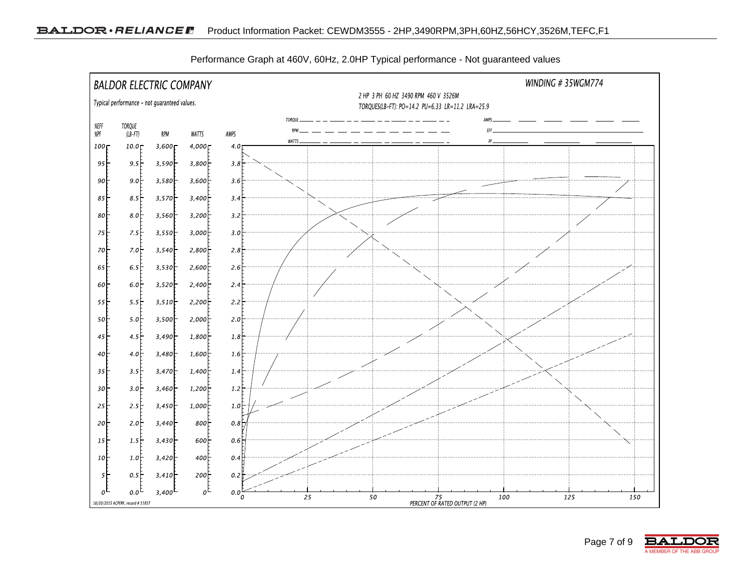Performance Graph at 460V, 60Hz, 2.0HP Typical performance - Not guaranteed values

BALDOR ELECTRIC COMPANY

Typical performance - not guaranteed values.

WINDING # 35WGM774

2 HP 3 PH 60 HZ 3490 RPM 460 V 3526M

TORQUES(LB-FT): PO=14.2 PU=6.33 LR=11.2 LRA=25.9

| %EFF %PF | TORQUE (LB-FT) | RPM | WATTS | AMPS |
|---|---|---|---|---|
| 100 | 10.0 | 3,600 | 4,000 | 4.0 |
| 95 | 9.5 | 3,590 | 3,800 | 3.8 |
| 90 | 9.0 | 3,580 | 3,600 | 3.6 |
| 85 | 8.5 | 3,570 | 3,400 | 3.4 |
| 80 | 8.0 | 3,560 | 3,200 | 3.2 |
| 75 | 7.5 | 3,550 | 3,000 | 3.0 |
| 70 | 7.0 | 3,540 | 2,800 | 2.8 |
| 65 | 6.5 | 3,530 | 2,600 | 2.6 |
| 60 | 6.0 | 3,520 | 2,400 | 2.4 |
| 55 | 5.5 | 3,510 | 2,200 | 2.2 |
| 50 | 5.0 | 3,500 | 2,000 | 2.0 |
| 45 | 4.5 | 3,490 | 1,800 | 1.8 |
| 40 | 4.0 | 3,480 | 1,600 | 1.6 |
| 35 | 3.5 | 3,470 | 1,400 | 1.4 |
| 30 | 3.0 | 3,460 | 1,200 | 1.2 |
| 25 | 2.5 | 3,450 | 1,000 | 1.0 |
| 20 | 2.0 | 3,440 | 800 | 0.8 |
| 15 | 1.5 | 3,430 | 600 | 0.6 |
| 10 | 1.0 | 3,420 | 400 | 0.4 |
| 5 | 0.5 | 3,410 | 200 | 0.2 |
| 0 | 0.0 | 3,400 | 0 | 0.0 |

Legend: TORQUE, RPM, WATTS, AMPS, EFF, PF

PERCENT OF RATED OUTPUT (2 HP): 0, 25, 50, 75, 100, 125, 150

10/20/2015 ACPERF, record # 31837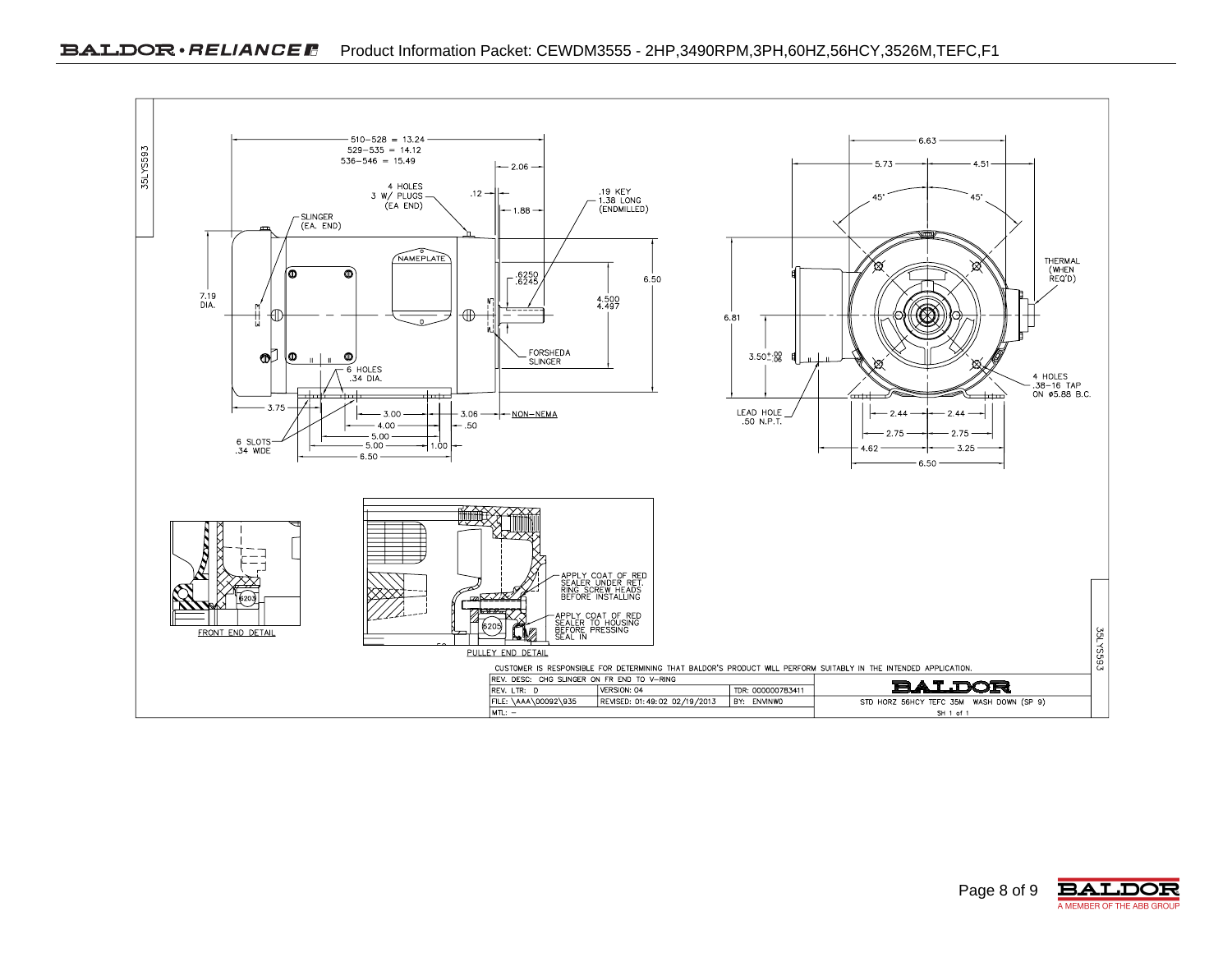35LYS593

510–528 = 13.24
529–535 = 14.12
536–546 = 15.49

4 HOLES
3 W/ PLUGS
(EA END)

SLINGER
(EA. END)

.12

2.06

1.88

.19 KEY
1.38 LONG
(ENDMILLED)

NAMEPLATE

.6250
.6245

6.50

7.19
DIA.

4.500
4.497

FORSHEDA
SLINGER

6 HOLES
.34 DIA.

3.75

3.00

3.06

NON–NEMA

4.00

.50

5.00

6 SLOTS
.34 WIDE

5.00

1.00

6.50

6.63

5.73

4.51

45°

45°

THERMAL
(WHEN
REQ'D)

6.81

3.50 +.00 / −.06

LEAD HOLE
.50 N.P.T.

4 HOLES
.38–16 TAP
ON ⌀5.88 B.C.

2.44

2.44

2.75

2.75

4.62

3.25

6.50

6203

FRONT END DETAIL

6205

APPLY COAT OF RED SEALER UNDER RET. RING SCREW HEADS BEFORE INSTALLING

APPLY COAT OF RED SEALER TO HOUSING BEFORE PRESSING SEAL IN

PULLEY END DETAIL

CUSTOMER IS RESPONSIBLE FOR DETERMINING THAT BALDOR'S PRODUCT WILL PERFORM SUITABLY IN THE INTENDED APPLICATION.

| REV. DESC: CHG SLINGER ON FR END TO V–RING | | | BALDOR |
|---|---|---|---|
| REV. LTR: D | VERSION: 04 | TDR: 000000783411 | |
| FILE: \AAA\00092\935 | REVISED: 01:49:02 02/19/2013 | BY: ENVINWO | STD HORZ 56HCY TEFC 35M WASH DOWN (SP 9) |
| MTL: – | | | SH 1 of 1 |

35LYS593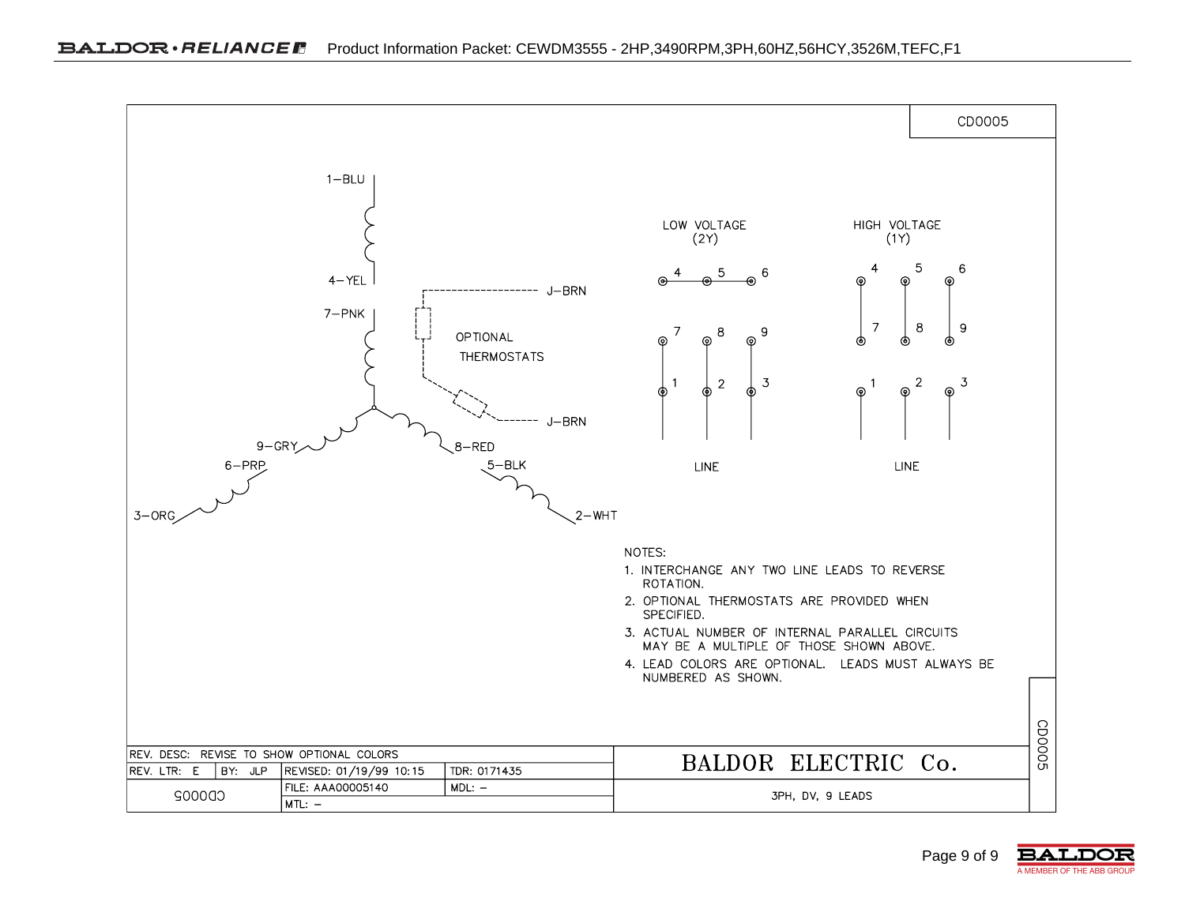CD0005

1-BLU
4-YEL
7-PNK
9-GRY
6-PRP
3-ORG
8-RED
5-BLK
2-WHT

J-BRN
OPTIONAL
THERMOSTATS
J-BRN

LOW VOLTAGE
(2Y)
4 5 6
7 8 9
1 2 3
LINE

HIGH VOLTAGE
(1Y)
4 5 6
7 8 9
1 2 3
LINE

NOTES:

1. INTERCHANGE ANY TWO LINE LEADS TO REVERSE ROTATION.
2. OPTIONAL THERMOSTATS ARE PROVIDED WHEN SPECIFIED.
3. ACTUAL NUMBER OF INTERNAL PARALLEL CIRCUITS MAY BE A MULTIPLE OF THOSE SHOWN ABOVE.
4. LEAD COLORS ARE OPTIONAL. LEADS MUST ALWAYS BE NUMBERED AS SHOWN.

| | | | | |
|---|---|---|---|---|
| REV. DESC: REVISE TO SHOW OPTIONAL COLORS | | | | BALDOR ELECTRIC Co. |
| REV. LTR: E | BY: JLP | REVISED: 01/19/99 10:15 | TDR: 0171435 | |
| CD0005 | | FILE: AAA00005140 | MDL: – | 3PH, DV, 9 LEADS |
| | | MTL: – | | |

CD0005